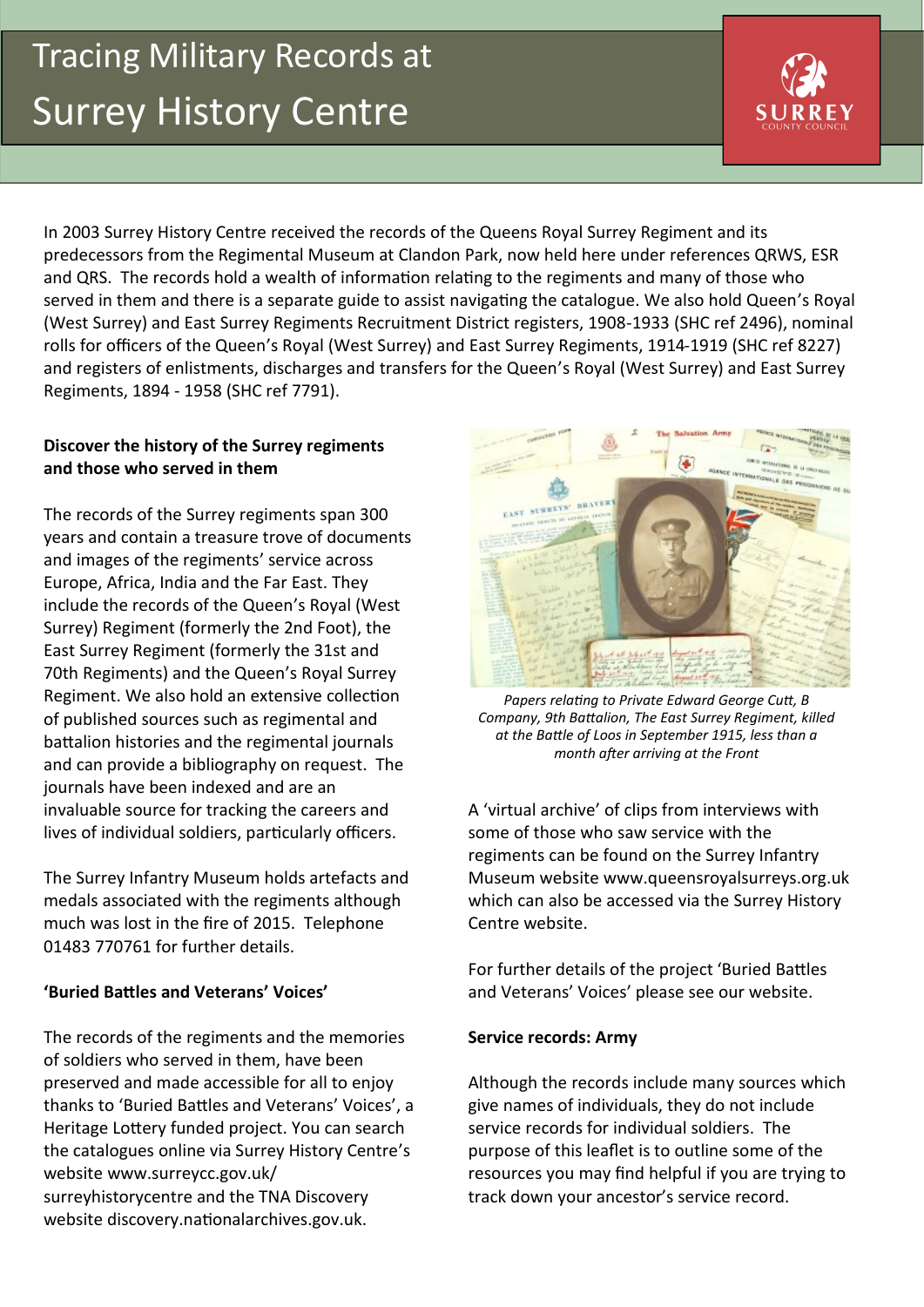# Tracing Military Records at Surrey History Centre

In 2003 Surrey History Centre received the records of the Queens Royal Surrey Regiment and its predecessors from the Regimental Museum at Clandon Park, now held here under references QRWS, ESR and QRS. The records hold a wealth of information relating to the regiments and many of those who served in them and there is a separate guide to assist navigating the catalogue. We also hold Queen's Royal (West Surrey) and East Surrey Regiments Recruitment District registers, 1908-1933 (SHC ref 2496), nominal rolls for officers of the Queen's Royal (West Surrey) and East Surrey Regiments, 1914-1919 (SHC ref 8227) and registers of enlistments, discharges and transfers for the Queen's Royal (West Surrey) and East Surrey Regiments, 1894 - 1958 (SHC ref 7791).

**Discover the history of the Surrey regiments and those who served in them**

The records of the Surrey regiments span 300 years and contain a treasure trove of documents and images of the regiments' service across Europe, Africa, India and the Far East. They include the records of the Queen's Royal (West Surrey) Regiment (formerly the 2nd Foot), the East Surrey Regiment (formerly the 31st and 70th Regiments) and the Queen's Royal Surrey Regiment. We also hold an extensive collection of published sources such as regimental and battalion histories and the regimental journals and can provide a bibliography on request. The journals have been indexed and are an invaluable source for tracking the careers and lives of individual soldiers, particularly officers.

The Surrey Infantry Museum holds artefacts and medals associated with the regiments although much was lost in the fire of 2015. Telephone 01483 770761 for further details.

**'Buried Battles and Veterans' Voices'**

The records of the regiments and the memories of soldiers who served in them, have been preserved and made accessible for all to enjoy thanks to 'Buried Battles and Veterans' Voices', a Heritage Lottery funded project. You can search the catalogues online via Surrey History Centre's website www.surreycc.gov.uk/surreyhistorycentre and the TNA Discovery website discovery.nationalarchives.gov.uk.

*Papers relating to Private Edward George Cutt, B Company, 9th Battalion, The East Surrey Regiment, killed at the Battle of Loos in September 1915, less than a month after arriving at the Front*

A 'virtual archive' of clips from interviews with some of those who saw service with the regiments can be found on the Surrey Infantry Museum website www.queensroyalsurreys.org.uk which can also be accessed via the Surrey History Centre website.

For further details of the project 'Buried Battles and Veterans' Voices' please see our website.

**Service records: Army**

Although the records include many sources which give names of individuals, they do not include service records for individual soldiers. The purpose of this leaflet is to outline some of the resources you may find helpful if you are trying to track down your ancestor's service record.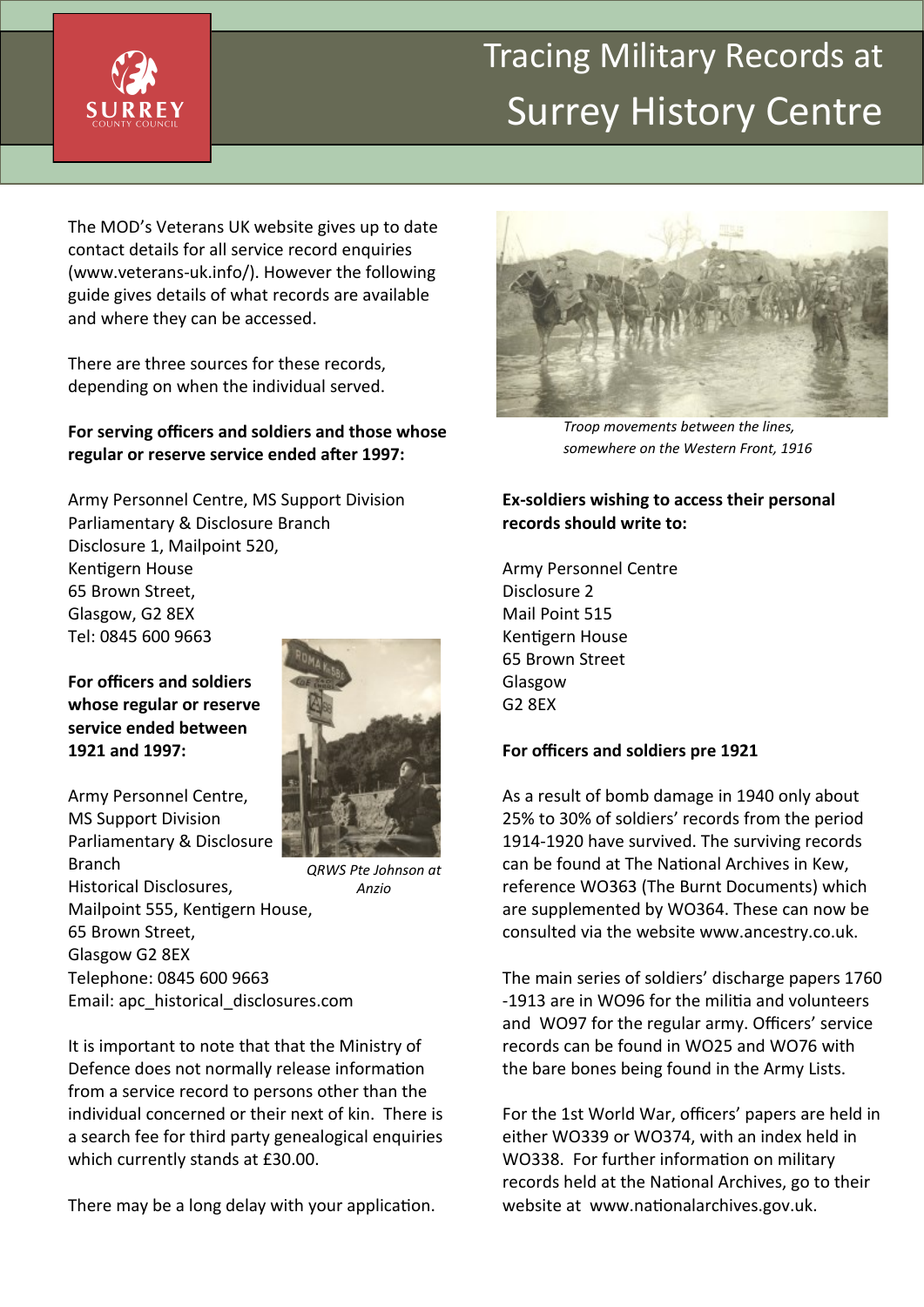# Tracing Military Records at Surrey History Centre

The MOD's Veterans UK website gives up to date contact details for all service record enquiries (www.veterans-uk.info/). However the following guide gives details of what records are available and where they can be accessed.

There are three sources for these records, depending on when the individual served.

**For serving officers and soldiers and those whose regular or reserve service ended after 1997:**

Army Personnel Centre, MS Support Division
Parliamentary & Disclosure Branch
Disclosure 1, Mailpoint 520,
Kentigern House
65 Brown Street,
Glasgow, G2 8EX
Tel: 0845 600 9663

**For officers and soldiers whose regular or reserve service ended between 1921 and 1997:**

Army Personnel Centre,
MS Support Division
Parliamentary & Disclosure Branch
Historical Disclosures,
Mailpoint 555, Kentigern House,
65 Brown Street,
Glasgow G2 8EX
Telephone: 0845 600 9663
Email: apc_historical_disclosures.com

*QRWS Pte Johnson at Anzio*

It is important to note that that the Ministry of Defence does not normally release information from a service record to persons other than the individual concerned or their next of kin. There is a search fee for third party genealogical enquiries which currently stands at £30.00.

There may be a long delay with your application.

*Troop movements between the lines, somewhere on the Western Front, 1916*

**Ex-soldiers wishing to access their personal records should write to:**

Army Personnel Centre
Disclosure 2
Mail Point 515
Kentigern House
65 Brown Street
Glasgow
G2 8EX

**For officers and soldiers pre 1921**

As a result of bomb damage in 1940 only about 25% to 30% of soldiers' records from the period 1914-1920 have survived. The surviving records can be found at The National Archives in Kew, reference WO363 (The Burnt Documents) which are supplemented by WO364. These can now be consulted via the website www.ancestry.co.uk.

The main series of soldiers' discharge papers 1760-1913 are in WO96 for the militia and volunteers and WO97 for the regular army. Officers' service records can be found in WO25 and WO76 with the bare bones being found in the Army Lists.

For the 1st World War, officers' papers are held in either WO339 or WO374, with an index held in WO338. For further information on military records held at the National Archives, go to their website at www.nationalarchives.gov.uk.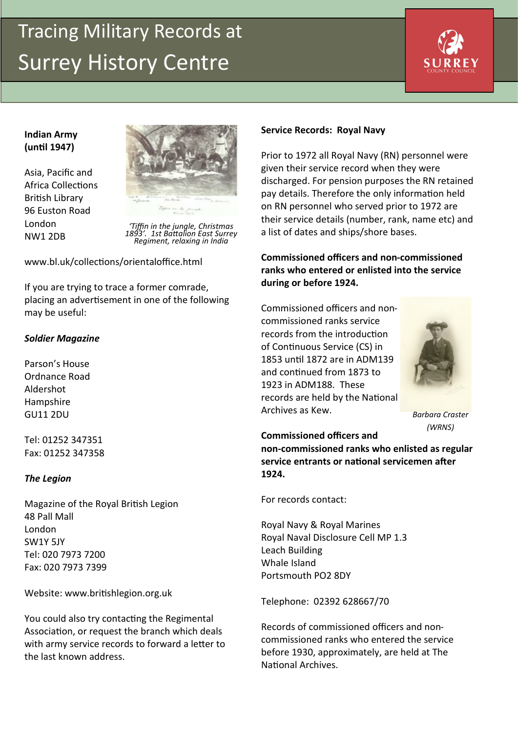Tracing Military Records at Surrey History Centre

**Indian Army (until 1947)**

Asia, Pacific and Africa Collections
British Library
96 Euston Road
London
NW1 2DB

*'Tiffin in the jungle, Christmas 1893'. 1st Battalion East Surrey Regiment, relaxing in India*

www.bl.uk/collections/orientaloffice.html

If you are trying to trace a former comrade, placing an advertisement in one of the following may be useful:

***Soldier Magazine***

Parson's House
Ordnance Road
Aldershot
Hampshire
GU11 2DU

Tel: 01252 347351
Fax: 01252 347358

***The Legion***

Magazine of the Royal British Legion
48 Pall Mall
London
SW1Y 5JY
Tel: 020 7973 7200
Fax: 020 7973 7399

Website: www.britishlegion.org.uk

You could also try contacting the Regimental Association, or request the branch which deals with army service records to forward a letter to the last known address.

**Service Records: Royal Navy**

Prior to 1972 all Royal Navy (RN) personnel were given their service record when they were discharged. For pension purposes the RN retained pay details. Therefore the only information held on RN personnel who served prior to 1972 are their service details (number, rank, name etc) and a list of dates and ships/shore bases.

**Commissioned officers and non-commissioned ranks who entered or enlisted into the service during or before 1924.**

Commissioned officers and non-commissioned ranks service records from the introduction of Continuous Service (CS) in 1853 until 1872 are in ADM139 and continued from 1873 to 1923 in ADM188. These records are held by the National Archives as Kew.

*Barbara Craster (WRNS)*

**Commissioned officers and non-commissioned ranks who enlisted as regular service entrants or national servicemen after 1924.**

For records contact:

Royal Navy & Royal Marines
Royal Naval Disclosure Cell MP 1.3
Leach Building
Whale Island
Portsmouth PO2 8DY

Telephone: 02392 628667/70

Records of commissioned officers and non-commissioned ranks who entered the service before 1930, approximately, are held at The National Archives.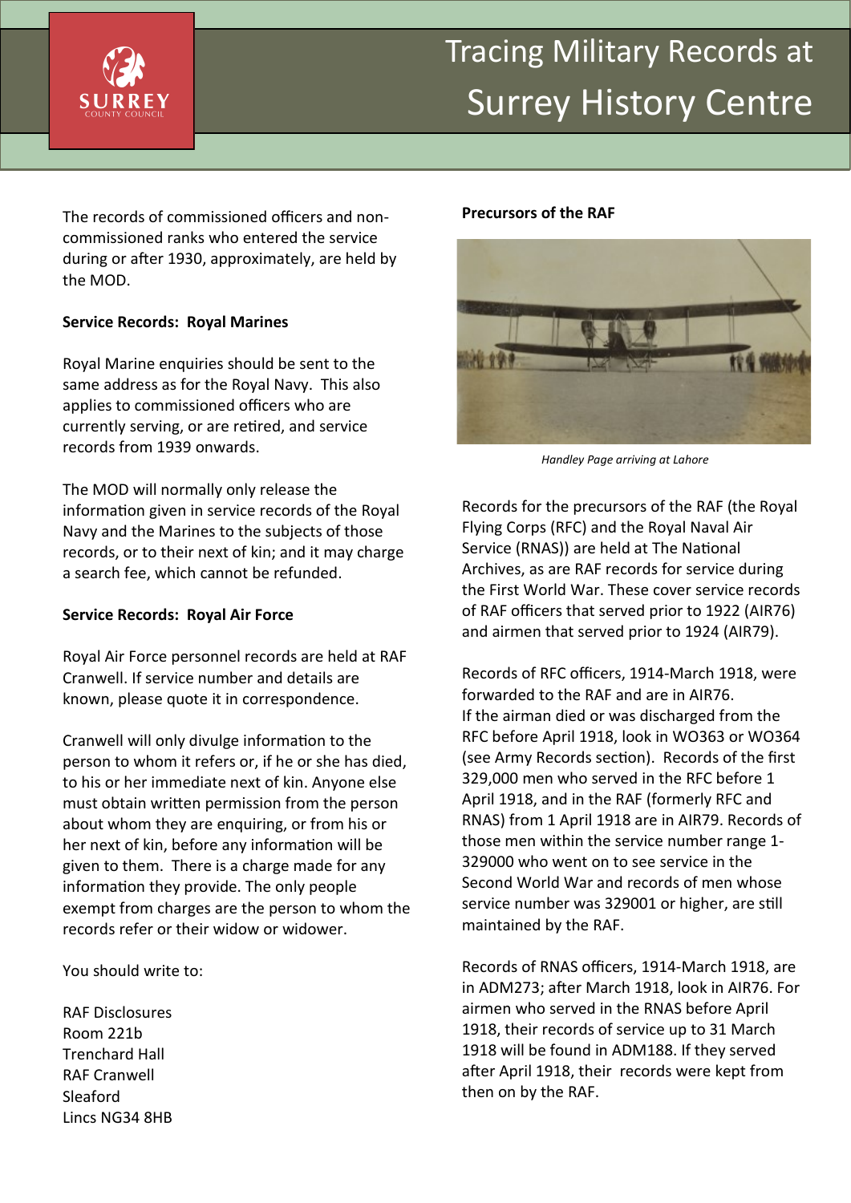The records of commissioned officers and non-commissioned ranks who entered the service during or after 1930, approximately, are held by the MOD.

**Service Records: Royal Marines**

Royal Marine enquiries should be sent to the same address as for the Royal Navy. This also applies to commissioned officers who are currently serving, or are retired, and service records from 1939 onwards.

The MOD will normally only release the information given in service records of the Royal Navy and the Marines to the subjects of those records, or to their next of kin; and it may charge a search fee, which cannot be refunded.

**Service Records: Royal Air Force**

Royal Air Force personnel records are held at RAF Cranwell. If service number and details are known, please quote it in correspondence.

Cranwell will only divulge information to the person to whom it refers or, if he or she has died, to his or her immediate next of kin. Anyone else must obtain written permission from the person about whom they are enquiring, or from his or her next of kin, before any information will be given to them. There is a charge made for any information they provide. The only people exempt from charges are the person to whom the records refer or their widow or widower.

You should write to:

RAF Disclosures
Room 221b
Trenchard Hall
RAF Cranwell
Sleaford
Lincs NG34 8HB

**Precursors of the RAF**

*Handley Page arriving at Lahore*

Records for the precursors of the RAF (the Royal Flying Corps (RFC) and the Royal Naval Air Service (RNAS)) are held at The National Archives, as are RAF records for service during the First World War. These cover service records of RAF officers that served prior to 1922 (AIR76) and airmen that served prior to 1924 (AIR79).

Records of RFC officers, 1914-March 1918, were forwarded to the RAF and are in AIR76.
If the airman died or was discharged from the RFC before April 1918, look in WO363 or WO364 (see Army Records section). Records of the first 329,000 men who served in the RFC before 1 April 1918, and in the RAF (formerly RFC and RNAS) from 1 April 1918 are in AIR79. Records of those men within the service number range 1-329000 who went on to see service in the Second World War and records of men whose service number was 329001 or higher, are still maintained by the RAF.

Records of RNAS officers, 1914-March 1918, are in ADM273; after March 1918, look in AIR76. For airmen who served in the RNAS before April 1918, their records of service up to 31 March 1918 will be found in ADM188. If they served after April 1918, their records were kept from then on by the RAF.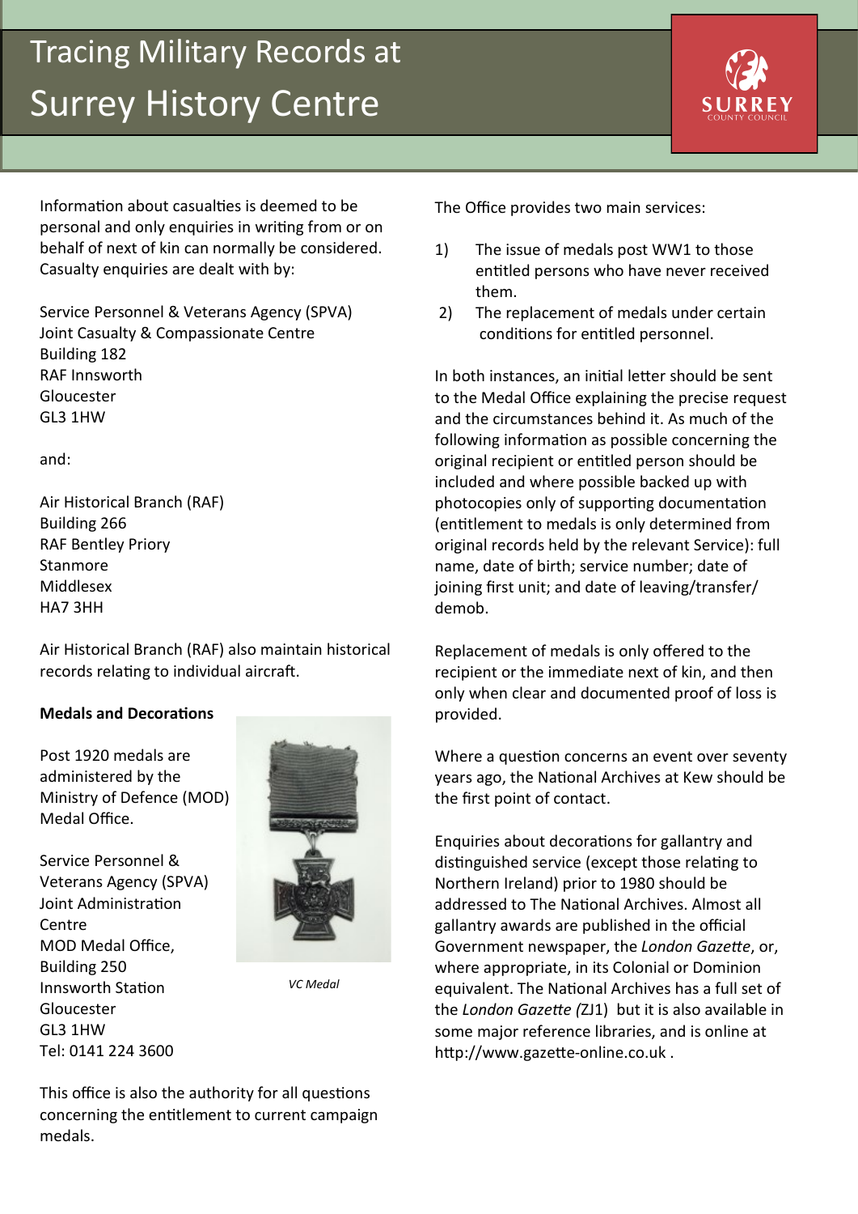# Tracing Military Records at Surrey History Centre

Information about casualties is deemed to be personal and only enquiries in writing from or on behalf of next of kin can normally be considered. Casualty enquiries are dealt with by:

Service Personnel & Veterans Agency (SPVA)
Joint Casualty & Compassionate Centre
Building 182
RAF Innsworth
Gloucester
GL3 1HW

and:

Air Historical Branch (RAF)
Building 266
RAF Bentley Priory
Stanmore
Middlesex
HA7 3HH

Air Historical Branch (RAF) also maintain historical records relating to individual aircraft.

**Medals and Decorations**

Post 1920 medals are administered by the Ministry of Defence (MOD) Medal Office.

Service Personnel & Veterans Agency (SPVA)
Joint Administration Centre
MOD Medal Office,
Building 250
Innsworth Station
Gloucester
GL3 1HW
Tel: 0141 224 3600

*VC Medal*

This office is also the authority for all questions concerning the entitlement to current campaign medals.

The Office provides two main services:

1) The issue of medals post WW1 to those entitled persons who have never received them.
2) The replacement of medals under certain conditions for entitled personnel.

In both instances, an initial letter should be sent to the Medal Office explaining the precise request and the circumstances behind it. As much of the following information as possible concerning the original recipient or entitled person should be included and where possible backed up with photocopies only of supporting documentation (entitlement to medals is only determined from original records held by the relevant Service): full name, date of birth; service number; date of joining first unit; and date of leaving/transfer/demob.

Replacement of medals is only offered to the recipient or the immediate next of kin, and then only when clear and documented proof of loss is provided.

Where a question concerns an event over seventy years ago, the National Archives at Kew should be the first point of contact.

Enquiries about decorations for gallantry and distinguished service (except those relating to Northern Ireland) prior to 1980 should be addressed to The National Archives. Almost all gallantry awards are published in the official Government newspaper, the *London Gazette*, or, where appropriate, in its Colonial or Dominion equivalent. The National Archives has a full set of the *London Gazette (*ZJ1) but it is also available in some major reference libraries, and is online at http://www.gazette-online.co.uk .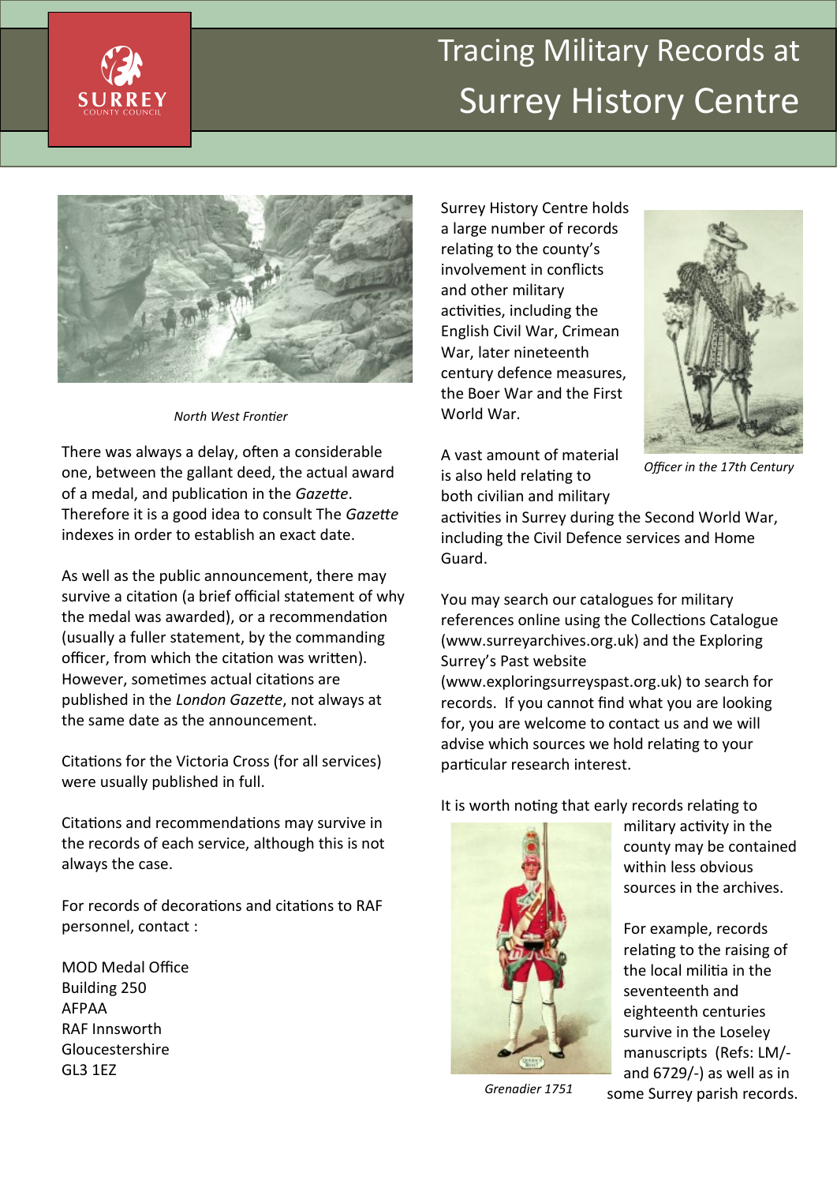# Tracing Military Records at Surrey History Centre

North West Frontier

There was always a delay, often a considerable one, between the gallant deed, the actual award of a medal, and publication in the *Gazette*. Therefore it is a good idea to consult The *Gazette* indexes in order to establish an exact date.

As well as the public announcement, there may survive a citation (a brief official statement of why the medal was awarded), or a recommendation (usually a fuller statement, by the commanding officer, from which the citation was written). However, sometimes actual citations are published in the *London Gazette*, not always at the same date as the announcement.

Citations for the Victoria Cross (for all services) were usually published in full.

Citations and recommendations may survive in the records of each service, although this is not always the case.

For records of decorations and citations to RAF personnel, contact :

MOD Medal Office
Building 250
AFPAA
RAF Innsworth
Gloucestershire
GL3 1EZ

Surrey History Centre holds a large number of records relating to the county's involvement in conflicts and other military activities, including the English Civil War, Crimean War, later nineteenth century defence measures, the Boer War and the First World War.

Officer in the 17th Century

A vast amount of material is also held relating to both civilian and military activities in Surrey during the Second World War, including the Civil Defence services and Home Guard.

You may search our catalogues for military references online using the Collections Catalogue (www.surreyarchives.org.uk) and the Exploring Surrey's Past website (www.exploringsurreyspast.org.uk) to search for records. If you cannot find what you are looking for, you are welcome to contact us and we will advise which sources we hold relating to your particular research interest.

It is worth noting that early records relating to military activity in the county may be contained within less obvious sources in the archives.

For example, records relating to the raising of the local militia in the seventeenth and eighteenth centuries survive in the Loseley manuscripts (Refs: LM/- and 6729/-) as well as in some Surrey parish records.

Grenadier 1751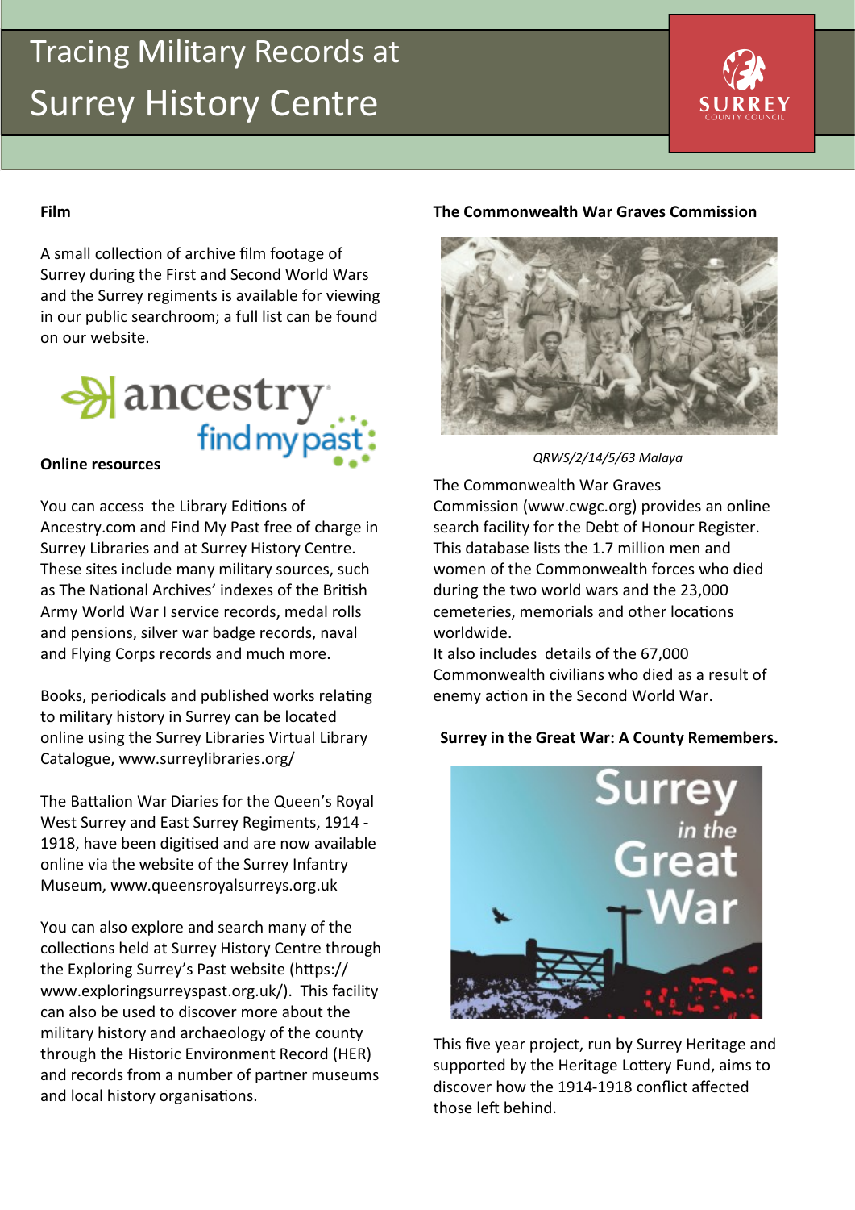# Tracing Military Records at Surrey History Centre

### Film

A small collection of archive film footage of Surrey during the First and Second World Wars and the Surrey regiments is available for viewing in our public searchroom; a full list can be found on our website.

### Online resources

You can access the Library Editions of Ancestry.com and Find My Past free of charge in Surrey Libraries and at Surrey History Centre. These sites include many military sources, such as The National Archives' indexes of the British Army World War I service records, medal rolls and pensions, silver war badge records, naval and Flying Corps records and much more.

Books, periodicals and published works relating to military history in Surrey can be located online using the Surrey Libraries Virtual Library Catalogue, www.surreylibraries.org/

The Battalion War Diaries for the Queen's Royal West Surrey and East Surrey Regiments, 1914 - 1918, have been digitised and are now available online via the website of the Surrey Infantry Museum, www.queensroyalsurreys.org.uk

You can also explore and search many of the collections held at Surrey History Centre through the Exploring Surrey's Past website (https://www.exploringsurreyspast.org.uk/). This facility can also be used to discover more about the military history and archaeology of the county through the Historic Environment Record (HER) and records from a number of partner museums and local history organisations.

### The Commonwealth War Graves Commission

*QRWS/2/14/5/63 Malaya*

The Commonwealth War Graves Commission (www.cwgc.org) provides an online search facility for the Debt of Honour Register. This database lists the 1.7 million men and women of the Commonwealth forces who died during the two world wars and the 23,000 cemeteries, memorials and other locations worldwide.
It also includes details of the 67,000 Commonwealth civilians who died as a result of enemy action in the Second World War.

### Surrey in the Great War: A County Remembers.

This five year project, run by Surrey Heritage and supported by the Heritage Lottery Fund, aims to discover how the 1914-1918 conflict affected those left behind.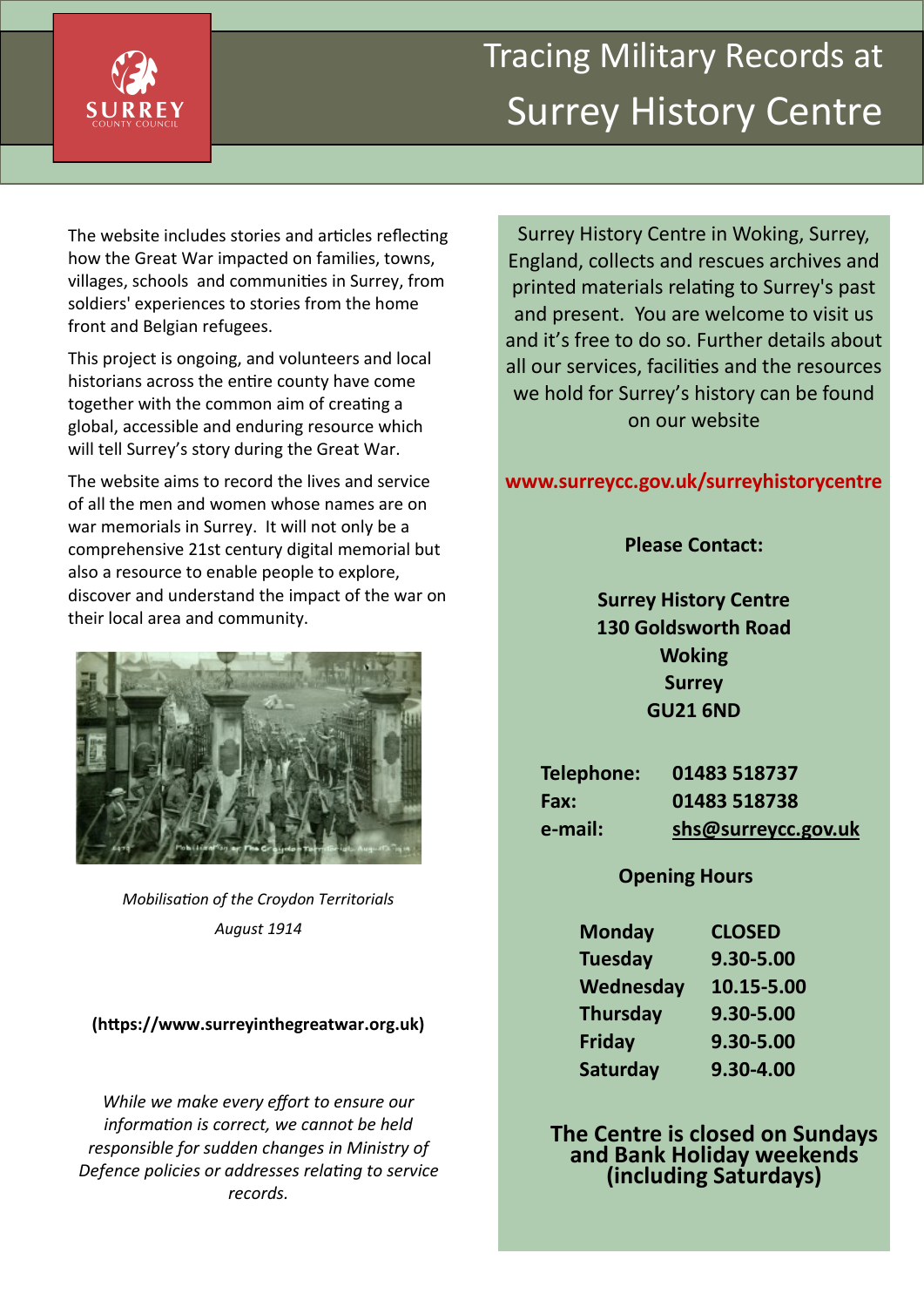# Tracing Military Records at Surrey History Centre

The website includes stories and articles reflecting how the Great War impacted on families, towns, villages, schools and communities in Surrey, from soldiers' experiences to stories from the home front and Belgian refugees.

This project is ongoing, and volunteers and local historians across the entire county have come together with the common aim of creating a global, accessible and enduring resource which will tell Surrey's story during the Great War.

The website aims to record the lives and service of all the men and women whose names are on war memorials in Surrey. It will not only be a comprehensive 21st century digital memorial but also a resource to enable people to explore, discover and understand the impact of the war on their local area and community.

*Mobilisation of the Croydon Territorials August 1914*

**(https://www.surreyinthegreatwar.org.uk)**

*While we make every effort to ensure our information is correct, we cannot be held responsible for sudden changes in Ministry of Defence policies or addresses relating to service records.*

Surrey History Centre in Woking, Surrey, England, collects and rescues archives and printed materials relating to Surrey's past and present. You are welcome to visit us and it's free to do so. Further details about all our services, facilities and the resources we hold for Surrey's history can be found on our website

**www.surreycc.gov.uk/surreyhistorycentre**

**Please Contact:**

**Surrey History Centre**
**130 Goldsworth Road**
**Woking**
**Surrey**
**GU21 6ND**

| | |
|---|---|
| **Telephone:** | **01483 518737** |
| **Fax:** | **01483 518738** |
| **e-mail:** | **shs@surreycc.gov.uk** |

**Opening Hours**

| | |
|---|---|
| **Monday** | **CLOSED** |
| **Tuesday** | **9.30-5.00** |
| **Wednesday** | **10.15-5.00** |
| **Thursday** | **9.30-5.00** |
| **Friday** | **9.30-5.00** |
| **Saturday** | **9.30-4.00** |

**The Centre is closed on Sundays and Bank Holiday weekends (including Saturdays)**